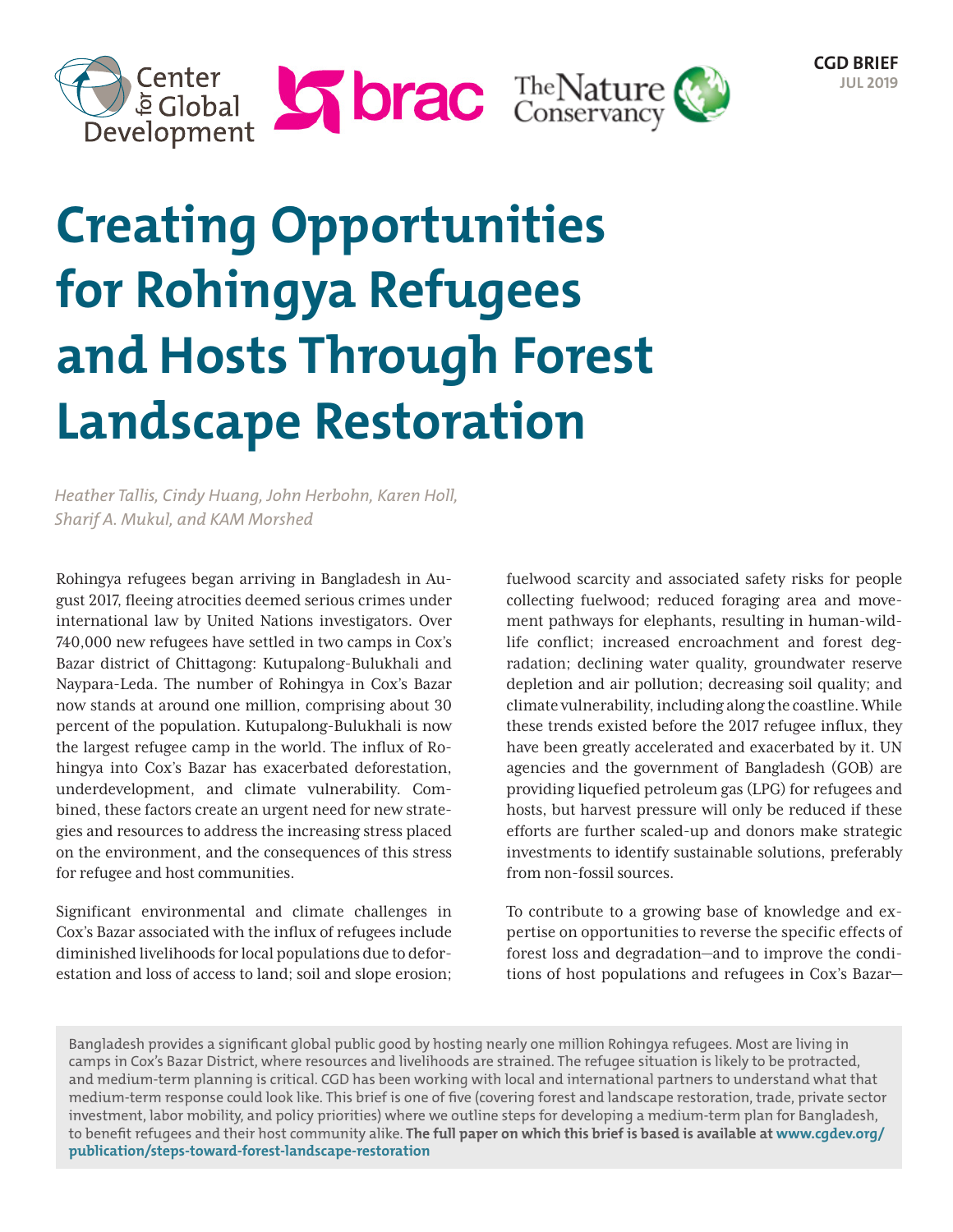CGD BRIEF
JUL 2019

# Creating Opportunities for Rohingya Refugees and Hosts Through Forest Landscape Restoration

*Heather Tallis, Cindy Huang, John Herbohn, Karen Holl, Sharif A. Mukul, and KAM Morshed*

Rohingya refugees began arriving in Bangladesh in August 2017, fleeing atrocities deemed serious crimes under international law by United Nations investigators. Over 740,000 new refugees have settled in two camps in Cox's Bazar district of Chittagong: Kutupalong-Bulukhali and Naypara-Leda. The number of Rohingya in Cox's Bazar now stands at around one million, comprising about 30 percent of the population. Kutupalong-Bulukhali is now the largest refugee camp in the world. The influx of Rohingya into Cox's Bazar has exacerbated deforestation, underdevelopment, and climate vulnerability. Combined, these factors create an urgent need for new strategies and resources to address the increasing stress placed on the environment, and the consequences of this stress for refugee and host communities.

Significant environmental and climate challenges in Cox's Bazar associated with the influx of refugees include diminished livelihoods for local populations due to deforestation and loss of access to land; soil and slope erosion; fuelwood scarcity and associated safety risks for people collecting fuelwood; reduced foraging area and movement pathways for elephants, resulting in human-wildlife conflict; increased encroachment and forest degradation; declining water quality, groundwater reserve depletion and air pollution; decreasing soil quality; and climate vulnerability, including along the coastline. While these trends existed before the 2017 refugee influx, they have been greatly accelerated and exacerbated by it. UN agencies and the government of Bangladesh (GOB) are providing liquefied petroleum gas (LPG) for refugees and hosts, but harvest pressure will only be reduced if these efforts are further scaled-up and donors make strategic investments to identify sustainable solutions, preferably from non-fossil sources.

To contribute to a growing base of knowledge and expertise on opportunities to reverse the specific effects of forest loss and degradation—and to improve the conditions of host populations and refugees in Cox's Bazar—

> Bangladesh provides a significant global public good by hosting nearly one million Rohingya refugees. Most are living in camps in Cox's Bazar District, where resources and livelihoods are strained. The refugee situation is likely to be protracted, and medium-term planning is critical. CGD has been working with local and international partners to understand what that medium-term response could look like. This brief is one of five (covering forest and landscape restoration, trade, private sector investment, labor mobility, and policy priorities) where we outline steps for developing a medium-term plan for Bangladesh, to benefit refugees and their host community alike. **The full paper on which this brief is based is available at www.cgdev.org/publication/steps-toward-forest-landscape-restoration**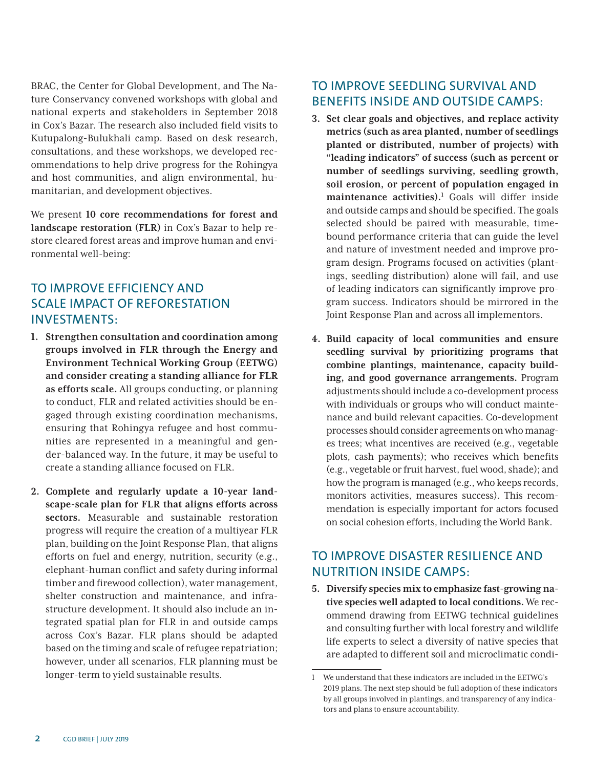BRAC, the Center for Global Development, and The Nature Conservancy convened workshops with global and national experts and stakeholders in September 2018 in Cox's Bazar. The research also included field visits to Kutupalong-Bulukhali camp. Based on desk research, consultations, and these workshops, we developed recommendations to help drive progress for the Rohingya and host communities, and align environmental, humanitarian, and development objectives.

We present **10 core recommendations for forest and landscape restoration (FLR)** in Cox's Bazar to help restore cleared forest areas and improve human and environmental well-being:

## TO IMPROVE EFFICIENCY AND SCALE IMPACT OF REFORESTATION INVESTMENTS:

1. **Strengthen consultation and coordination among groups involved in FLR through the Energy and Environment Technical Working Group (EETWG) and consider creating a standing alliance for FLR as efforts scale.** All groups conducting, or planning to conduct, FLR and related activities should be engaged through existing coordination mechanisms, ensuring that Rohingya refugee and host communities are represented in a meaningful and gender-balanced way. In the future, it may be useful to create a standing alliance focused on FLR.

2. **Complete and regularly update a 10-year landscape-scale plan for FLR that aligns efforts across sectors.** Measurable and sustainable restoration progress will require the creation of a multiyear FLR plan, building on the Joint Response Plan, that aligns efforts on fuel and energy, nutrition, security (e.g., elephant-human conflict and safety during informal timber and firewood collection), water management, shelter construction and maintenance, and infrastructure development. It should also include an integrated spatial plan for FLR in and outside camps across Cox's Bazar. FLR plans should be adapted based on the timing and scale of refugee repatriation; however, under all scenarios, FLR planning must be longer-term to yield sustainable results.

## TO IMPROVE SEEDLING SURVIVAL AND BENEFITS INSIDE AND OUTSIDE CAMPS:

3. **Set clear goals and objectives, and replace activity metrics (such as area planted, number of seedlings planted or distributed, number of projects) with "leading indicators" of success (such as percent or number of seedlings surviving, seedling growth, soil erosion, or percent of population engaged in maintenance activities).**[1] Goals will differ inside and outside camps and should be specified. The goals selected should be paired with measurable, time-bound performance criteria that can guide the level and nature of investment needed and improve program design. Programs focused on activities (plantings, seedling distribution) alone will fail, and use of leading indicators can significantly improve program success. Indicators should be mirrored in the Joint Response Plan and across all implementors.

4. **Build capacity of local communities and ensure seedling survival by prioritizing programs that combine plantings, maintenance, capacity building, and good governance arrangements.** Program adjustments should include a co-development process with individuals or groups who will conduct maintenance and build relevant capacities. Co-development processes should consider agreements on who manages trees; what incentives are received (e.g., vegetable plots, cash payments); who receives which benefits (e.g., vegetable or fruit harvest, fuel wood, shade); and how the program is managed (e.g., who keeps records, monitors activities, measures success). This recommendation is especially important for actors focused on social cohesion efforts, including the World Bank.

## TO IMPROVE DISASTER RESILIENCE AND NUTRITION INSIDE CAMPS:

5. **Diversify species mix to emphasize fast-growing native species well adapted to local conditions.** We recommend drawing from EETWG technical guidelines and consulting further with local forestry and wildlife life experts to select a diversity of native species that are adapted to different soil and microclimatic condi-

---

1 We understand that these indicators are included in the EETWG's 2019 plans. The next step should be full adoption of these indicators by all groups involved in plantings, and transparency of any indicators and plans to ensure accountability.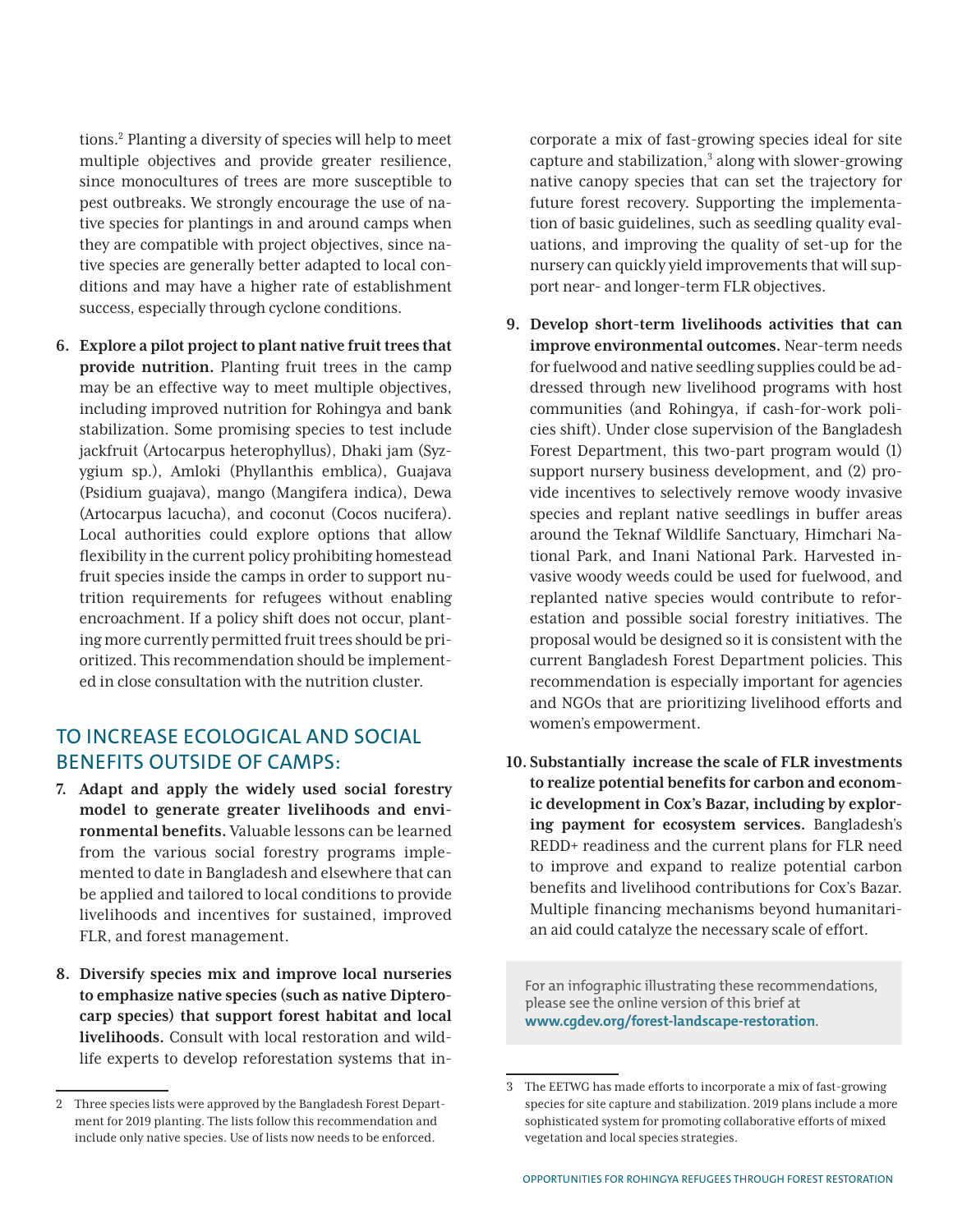tions.[2] Planting a diversity of species will help to meet multiple objectives and provide greater resilience, since monocultures of trees are more susceptible to pest outbreaks. We strongly encourage the use of native species for plantings in and around camps when they are compatible with project objectives, since native species are generally better adapted to local conditions and may have a higher rate of establishment success, especially through cyclone conditions.

6. **Explore a pilot project to plant native fruit trees that provide nutrition.** Planting fruit trees in the camp may be an effective way to meet multiple objectives, including improved nutrition for Rohingya and bank stabilization. Some promising species to test include jackfruit (Artocarpus heterophyllus), Dhaki jam (Syzygium sp.), Amloki (Phyllanthis emblica), Guajava (Psidium guajava), mango (Mangifera indica), Dewa (Artocarpus lacucha), and coconut (Cocos nucifera). Local authorities could explore options that allow flexibility in the current policy prohibiting homestead fruit species inside the camps in order to support nutrition requirements for refugees without enabling encroachment. If a policy shift does not occur, planting more currently permitted fruit trees should be prioritized. This recommendation should be implemented in close consultation with the nutrition cluster.

## TO INCREASE ECOLOGICAL AND SOCIAL BENEFITS OUTSIDE OF CAMPS:

7. **Adapt and apply the widely used social forestry model to generate greater livelihoods and environmental benefits.** Valuable lessons can be learned from the various social forestry programs implemented to date in Bangladesh and elsewhere that can be applied and tailored to local conditions to provide livelihoods and incentives for sustained, improved FLR, and forest management.

8. **Diversify species mix and improve local nurseries to emphasize native species (such as native Dipterocarp species) that support forest habitat and local livelihoods.** Consult with local restoration and wildlife experts to develop reforestation systems that incorporate a mix of fast-growing species ideal for site capture and stabilization,[3] along with slower-growing native canopy species that can set the trajectory for future forest recovery. Supporting the implementation of basic guidelines, such as seedling quality evaluations, and improving the quality of set-up for the nursery can quickly yield improvements that will support near- and longer-term FLR objectives.

9. **Develop short-term livelihoods activities that can improve environmental outcomes.** Near-term needs for fuelwood and native seedling supplies could be addressed through new livelihood programs with host communities (and Rohingya, if cash-for-work policies shift). Under close supervision of the Bangladesh Forest Department, this two-part program would (1) support nursery business development, and (2) provide incentives to selectively remove woody invasive species and replant native seedlings in buffer areas around the Teknaf Wildlife Sanctuary, Himchari National Park, and Inani National Park. Harvested invasive woody weeds could be used for fuelwood, and replanted native species would contribute to reforestation and possible social forestry initiatives. The proposal would be designed so it is consistent with the current Bangladesh Forest Department policies. This recommendation is especially important for agencies and NGOs that are prioritizing livelihood efforts and women's empowerment.

10. **Substantially increase the scale of FLR investments to realize potential benefits for carbon and economic development in Cox's Bazar, including by exploring payment for ecosystem services.** Bangladesh's REDD+ readiness and the current plans for FLR need to improve and expand to realize potential carbon benefits and livelihood contributions for Cox's Bazar. Multiple financing mechanisms beyond humanitarian aid could catalyze the necessary scale of effort.

For an infographic illustrating these recommendations, please see the online version of this brief at **www.cgdev.org/forest-landscape-restoration**.

[2] Three species lists were approved by the Bangladesh Forest Department for 2019 planting. The lists follow this recommendation and include only native species. Use of lists now needs to be enforced.

[3] The EETWG has made efforts to incorporate a mix of fast-growing species for site capture and stabilization. 2019 plans include a more sophisticated system for promoting collaborative efforts of mixed vegetation and local species strategies.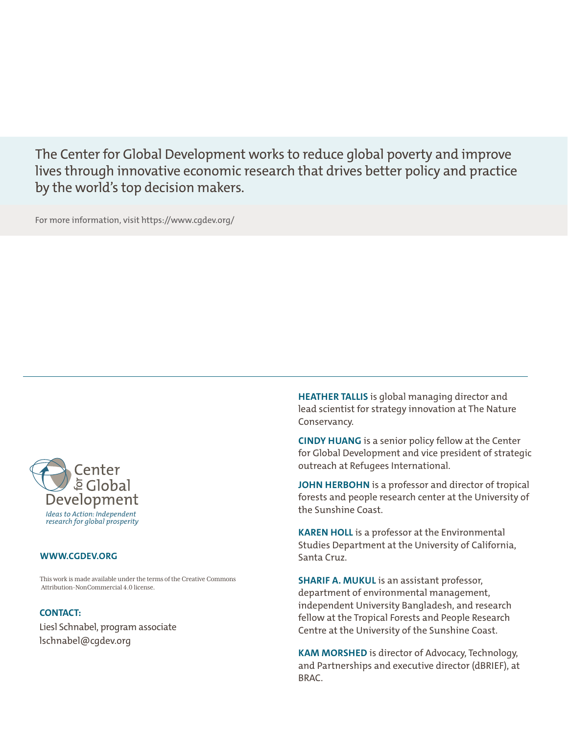The Center for Global Development works to reduce global poverty and improve lives through innovative economic research that drives better policy and practice by the world's top decision makers.

For more information, visit https://www.cgdev.org/

---

Center for Global Development

*Ideas to Action: Independent research for global prosperity*

**WWW.CGDEV.ORG**

This work is made available under the terms of the Creative Commons Attribution-NonCommercial 4.0 license.

**CONTACT:**

Liesl Schnabel, program associate
lschnabel@cgdev.org

**HEATHER TALLIS** is global managing director and lead scientist for strategy innovation at The Nature Conservancy.

**CINDY HUANG** is a senior policy fellow at the Center for Global Development and vice president of strategic outreach at Refugees International.

**JOHN HERBOHN** is a professor and director of tropical forests and people research center at the University of the Sunshine Coast.

**KAREN HOLL** is a professor at the Environmental Studies Department at the University of California, Santa Cruz.

**SHARIF A. MUKUL** is an assistant professor, department of environmental management, independent University Bangladesh, and research fellow at the Tropical Forests and People Research Centre at the University of the Sunshine Coast.

**KAM MORSHED** is director of Advocacy, Technology, and Partnerships and executive director (dBRIEF), at BRAC.